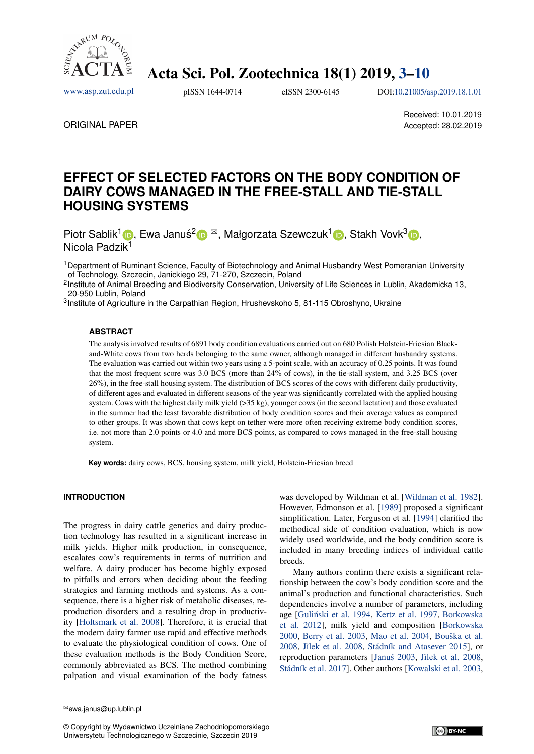ORIGINAL PAPER

Received: 10.01.2019
Accepted: 28.02.2019

# EFFECT OF SELECTED FACTORS ON THE BODY CONDITION OF DAIRY COWS MANAGED IN THE FREE-STALL AND TIE-STALL HOUSING SYSTEMS

Piotr Sablik[1], Ewa Januś[2] ✉, Małgorzata Szewczuk[1], Stakh Vovk[3], Nicola Padzik[1]

[1]Department of Ruminant Science, Faculty of Biotechnology and Animal Husbandry West Pomeranian University of Technology, Szczecin, Janickiego 29, 71-270, Szczecin, Poland
[2]Institute of Animal Breeding and Biodiversity Conservation, University of Life Sciences in Lublin, Akademicka 13, 20-950 Lublin, Poland
[3]Institute of Agriculture in the Carpathian Region, Hrushevskoho 5, 81-115 Obroshyno, Ukraine

## ABSTRACT

The analysis involved results of 6891 body condition evaluations carried out on 680 Polish Holstein-Friesian Black-and-White cows from two herds belonging to the same owner, although managed in different husbandry systems. The evaluation was carried out within two years using a 5-point scale, with an accuracy of 0.25 points. It was found that the most frequent score was 3.0 BCS (more than 24% of cows), in the tie-stall system, and 3.25 BCS (over 26%), in the free-stall housing system. The distribution of BCS scores of the cows with different daily productivity, of different ages and evaluated in different seasons of the year was significantly correlated with the applied housing system. Cows with the highest daily milk yield (>35 kg), younger cows (in the second lactation) and those evaluated in the summer had the least favorable distribution of body condition scores and their average values as compared to other groups. It was shown that cows kept on tether were more often receiving extreme body condition scores, i.e. not more than 2.0 points or 4.0 and more BCS points, as compared to cows managed in the free-stall housing system.

**Key words:** dairy cows, BCS, housing system, milk yield, Holstein-Friesian breed

## INTRODUCTION

The progress in dairy cattle genetics and dairy production technology has resulted in a significant increase in milk yields. Higher milk production, in consequence, escalates cow's requirements in terms of nutrition and welfare. A dairy producer has become highly exposed to pitfalls and errors when deciding about the feeding strategies and farming methods and systems. As a consequence, there is a higher risk of metabolic diseases, reproduction disorders and a resulting drop in productivity [Holtsmark et al. 2008]. Therefore, it is crucial that the modern dairy farmer use rapid and effective methods to evaluate the physiological condition of cows. One of these evaluation methods is the Body Condition Score, commonly abbreviated as BCS. The method combining palpation and visual examination of the body fatness was developed by Wildman et al. [Wildman et al. 1982]. However, Edmonson et al. [1989] proposed a significant simplification. Later, Ferguson et al. [1994] clarified the methodical side of condition evaluation, which is now widely used worldwide, and the body condition score is included in many breeding indices of individual cattle breeds.

Many authors confirm there exists a significant relationship between the cow's body condition score and the animal's production and functional characteristics. Such dependencies involve a number of parameters, including age [Guliński et al. 1994, Kertz et al. 1997, Borkowska et al. 2012], milk yield and composition [Borkowska 2000, Berry et al. 2003, Mao et al. 2004, Bouška et al. 2008, Jìlek et al. 2008, Stádník and Atasever 2015], or reproduction parameters [Januś 2003, Jìlek et al. 2008, Stádník et al. 2017]. Other authors [Kowalski et al. 2003,

✉ewa.janus@up.lublin.pl

© Copyright by Wydawnictwo Uczelniane Zachodniopomorskiego Uniwersytetu Technologicznego w Szczecinie, Szczecin 2019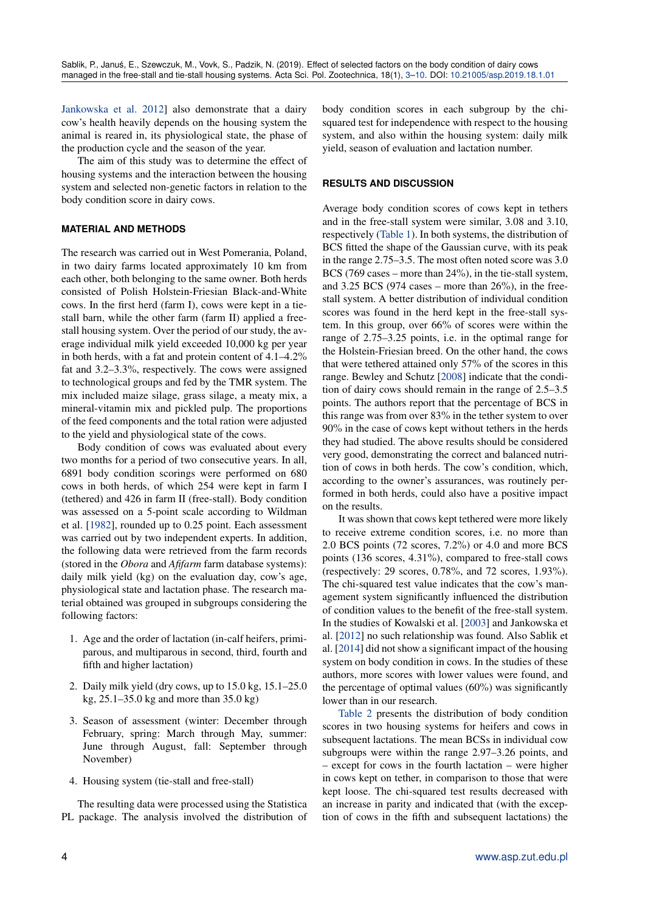Jankowska et al. 2012] also demonstrate that a dairy cow's health heavily depends on the housing system the animal is reared in, its physiological state, the phase of the production cycle and the season of the year.

The aim of this study was to determine the effect of housing systems and the interaction between the housing system and selected non-genetic factors in relation to the body condition score in dairy cows.

## MATERIAL AND METHODS

The research was carried out in West Pomerania, Poland, in two dairy farms located approximately 10 km from each other, both belonging to the same owner. Both herds consisted of Polish Holstein-Friesian Black-and-White cows. In the first herd (farm I), cows were kept in a tie-stall barn, while the other farm (farm II) applied a free-stall housing system. Over the period of our study, the average individual milk yield exceeded 10,000 kg per year in both herds, with a fat and protein content of 4.1–4.2% fat and 3.2–3.3%, respectively. The cows were assigned to technological groups and fed by the TMR system. The mix included maize silage, grass silage, a meaty mix, a mineral-vitamin mix and pickled pulp. The proportions of the feed components and the total ration were adjusted to the yield and physiological state of the cows.

Body condition of cows was evaluated about every two months for a period of two consecutive years. In all, 6891 body condition scorings were performed on 680 cows in both herds, of which 254 were kept in farm I (tethered) and 426 in farm II (free-stall). Body condition was assessed on a 5-point scale according to Wildman et al. [1982], rounded up to 0.25 point. Each assessment was carried out by two independent experts. In addition, the following data were retrieved from the farm records (stored in the *Obora* and *Afifarm* farm database systems): daily milk yield (kg) on the evaluation day, cow's age, physiological state and lactation phase. The research material obtained was grouped in subgroups considering the following factors:

1. Age and the order of lactation (in-calf heifers, primiparous, and multiparous in second, third, fourth and fifth and higher lactation)
2. Daily milk yield (dry cows, up to 15.0 kg, 15.1–25.0 kg, 25.1–35.0 kg and more than 35.0 kg)
3. Season of assessment (winter: December through February, spring: March through May, summer: June through August, fall: September through November)
4. Housing system (tie-stall and free-stall)

The resulting data were processed using the Statistica PL package. The analysis involved the distribution of body condition scores in each subgroup by the chi-squared test for independence with respect to the housing system, and also within the housing system: daily milk yield, season of evaluation and lactation number.

## RESULTS AND DISCUSSION

Average body condition scores of cows kept in tethers and in the free-stall system were similar, 3.08 and 3.10, respectively (Table 1). In both systems, the distribution of BCS fitted the shape of the Gaussian curve, with its peak in the range 2.75–3.5. The most often noted score was 3.0 BCS (769 cases – more than 24%), in the tie-stall system, and 3.25 BCS (974 cases – more than 26%), in the free-stall system. A better distribution of individual condition scores was found in the herd kept in the free-stall system. In this group, over 66% of scores were within the range of 2.75–3.25 points, i.e. in the optimal range for the Holstein-Friesian breed. On the other hand, the cows that were tethered attained only 57% of the scores in this range. Bewley and Schutz [2008] indicate that the condition of dairy cows should remain in the range of 2.5–3.5 points. The authors report that the percentage of BCS in this range was from over 83% in the tether system to over 90% in the case of cows kept without tethers in the herds they had studied. The above results should be considered very good, demonstrating the correct and balanced nutrition of cows in both herds. The cow's condition, which, according to the owner's assurances, was routinely performed in both herds, could also have a positive impact on the results.

It was shown that cows kept tethered were more likely to receive extreme condition scores, i.e. no more than 2.0 BCS points (72 scores, 7.2%) or 4.0 and more BCS points (136 scores, 4.31%), compared to free-stall cows (respectively: 29 scores, 0.78%, and 72 scores, 1.93%). The chi-squared test value indicates that the cow's management system significantly influenced the distribution of condition values to the benefit of the free-stall system. In the studies of Kowalski et al. [2003] and Jankowska et al. [2012] no such relationship was found. Also Sablik et al. [2014] did not show a significant impact of the housing system on body condition in cows. In the studies of these authors, more scores with lower values were found, and the percentage of optimal values (60%) was significantly lower than in our research.

Table 2 presents the distribution of body condition scores in two housing systems for heifers and cows in subsequent lactations. The mean BCSs in individual cow subgroups were within the range 2.97–3.26 points, and – except for cows in the fourth lactation – were higher in cows kept on tether, in comparison to those that were kept loose. The chi-squared test results decreased with an increase in parity and indicated that (with the exception of cows in the fifth and subsequent lactations) the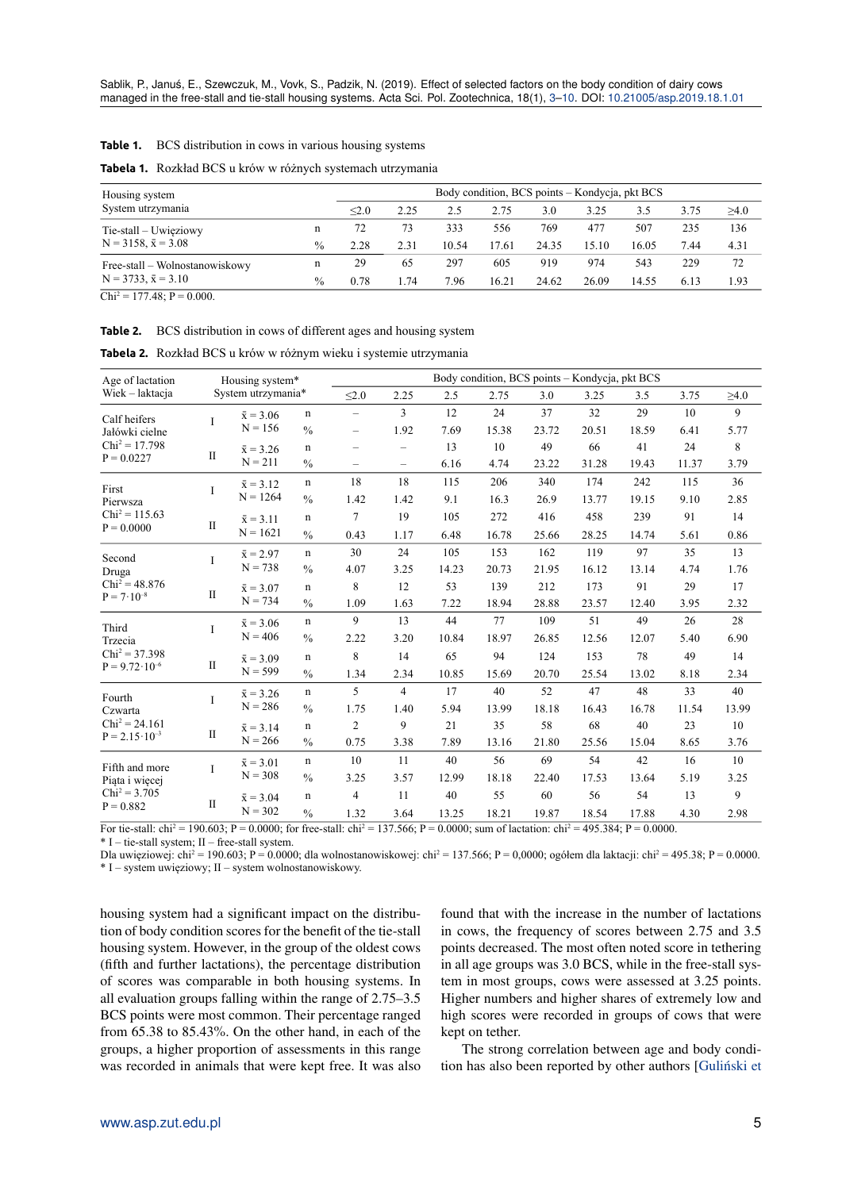**Table 1.** BCS distribution in cows in various housing systems

**Tabela 1.** Rozkład BCS u krów w różnych systemach utrzymania

| Housing system<br>System utrzymania | | Body condition, BCS points – Kondycja, pkt BCS | | | | | | | | |
|---|---|---|---|---|---|---|---|---|---|---|
| | | ≤2.0 | 2.25 | 2.5 | 2.75 | 3.0 | 3.25 | 3.5 | 3.75 | ≥4.0 |
| Tie-stall – Uwięziowy<br>N = 3158, $\bar{x}$ = 3.08 | n | 72 | 73 | 333 | 556 | 769 | 477 | 507 | 235 | 136 |
| | % | 2.28 | 2.31 | 10.54 | 17.61 | 24.35 | 15.10 | 16.05 | 7.44 | 4.31 |
| Free-stall – Wolnostanowiskowy<br>N = 3733, $\bar{x}$ = 3.10 | n | 29 | 65 | 297 | 605 | 919 | 974 | 543 | 229 | 72 |
| | % | 0.78 | 1.74 | 7.96 | 16.21 | 24.62 | 26.09 | 14.55 | 6.13 | 1.93 |

Chi² = 177.48; P = 0.000.

**Table 2.** BCS distribution in cows of different ages and housing system

**Tabela 2.** Rozkład BCS u krów w różnym wieku i systemie utrzymania

| Age of lactation<br>Wiek – laktacja | Housing system*<br>System utrzymania* | | | Body condition, BCS points – Kondycja, pkt BCS | | | | | | | | |
|---|---|---|---|---|---|---|---|---|---|---|---|---|
| | | | | ≤2.0 | 2.25 | 2.5 | 2.75 | 3.0 | 3.25 | 3.5 | 3.75 | ≥4.0 |
| Calf heifers<br>Jałówki cielne<br>Chi² = 17.798<br>P = 0.0227 | I | $\bar{x}$ = 3.06<br>N = 156 | n | – | 3 | 12 | 24 | 37 | 32 | 29 | 10 | 9 |
| | | | % | – | 1.92 | 7.69 | 15.38 | 23.72 | 20.51 | 18.59 | 6.41 | 5.77 |
| | II | $\bar{x}$ = 3.26<br>N = 211 | n | – | – | 13 | 10 | 49 | 66 | 41 | 24 | 8 |
| | | | % | – | – | 6.16 | 4.74 | 23.22 | 31.28 | 19.43 | 11.37 | 3.79 |
| First<br>Pierwsza<br>Chi² = 115.63<br>P = 0.0000 | I | $\bar{x}$ = 3.12<br>N = 1264 | n | 18 | 18 | 115 | 206 | 340 | 174 | 242 | 115 | 36 |
| | | | % | 1.42 | 1.42 | 9.1 | 16.3 | 26.9 | 13.77 | 19.15 | 9.10 | 2.85 |
| | II | $\bar{x}$ = 3.11<br>N = 1621 | n | 7 | 19 | 105 | 272 | 416 | 458 | 239 | 91 | 14 |
| | | | % | 0.43 | 1.17 | 6.48 | 16.78 | 25.66 | 28.25 | 14.74 | 5.61 | 0.86 |
| Second<br>Druga<br>Chi² = 48.876<br>P = $7 \cdot 10^{-8}$ | I | $\bar{x}$ = 2.97<br>N = 738 | n | 30 | 24 | 105 | 153 | 162 | 119 | 97 | 35 | 13 |
| | | | % | 4.07 | 3.25 | 14.23 | 20.73 | 21.95 | 16.12 | 13.14 | 4.74 | 1.76 |
| | II | $\bar{x}$ = 3.07<br>N = 734 | n | 8 | 12 | 53 | 139 | 212 | 173 | 91 | 29 | 17 |
| | | | % | 1.09 | 1.63 | 7.22 | 18.94 | 28.88 | 23.57 | 12.40 | 3.95 | 2.32 |
| Third<br>Trzecia<br>Chi² = 37.398<br>P = $9.72 \cdot 10^{-6}$ | I | $\bar{x}$ = 3.06<br>N = 406 | n | 9 | 13 | 44 | 77 | 109 | 51 | 49 | 26 | 28 |
| | | | % | 2.22 | 3.20 | 10.84 | 18.97 | 26.85 | 12.56 | 12.07 | 5.40 | 6.90 |
| | II | $\bar{x}$ = 3.09<br>N = 599 | n | 8 | 14 | 65 | 94 | 124 | 153 | 78 | 49 | 14 |
| | | | % | 1.34 | 2.34 | 10.85 | 15.69 | 20.70 | 25.54 | 13.02 | 8.18 | 2.34 |
| Fourth<br>Czwarta<br>Chi² = 24.161<br>P = $2.15 \cdot 10^{-3}$ | I | $\bar{x}$ = 3.26<br>N = 286 | n | 5 | 4 | 17 | 40 | 52 | 47 | 48 | 33 | 40 |
| | | | % | 1.75 | 1.40 | 5.94 | 13.99 | 18.18 | 16.43 | 16.78 | 11.54 | 13.99 |
| | II | $\bar{x}$ = 3.14<br>N = 266 | n | 2 | 9 | 21 | 35 | 58 | 68 | 40 | 23 | 10 |
| | | | % | 0.75 | 3.38 | 7.89 | 13.16 | 21.80 | 25.56 | 15.04 | 8.65 | 3.76 |
| Fifth and more<br>Piąta i więcej<br>Chi² = 3.705<br>P = 0.882 | I | $\bar{x}$ = 3.01<br>N = 308 | n | 10 | 11 | 40 | 56 | 69 | 54 | 42 | 16 | 10 |
| | | | % | 3.25 | 3.57 | 12.99 | 18.18 | 22.40 | 17.53 | 13.64 | 5.19 | 3.25 |
| | II | $\bar{x}$ = 3.04<br>N = 302 | n | 4 | 11 | 40 | 55 | 60 | 56 | 54 | 13 | 9 |
| | | | % | 1.32 | 3.64 | 13.25 | 18.21 | 19.87 | 18.54 | 17.88 | 4.30 | 2.98 |

For tie-stall: chi² = 190.603; P = 0.0000; for free-stall: chi² = 137.566; P = 0.0000; sum of lactation: chi² = 495.384; P = 0.0000.
\* I – tie-stall system; II – free-stall system.
Dla uwięziowej: chi² = 190.603; P = 0.0000; dla wolnostanowiskowej: chi² = 137.566; P = 0,0000; ogółem dla laktacji: chi² = 495.38; P = 0.0000.
\* I – system uwięziowy; II – system wolnostanowiskowy.

housing system had a significant impact on the distribution of body condition scores for the benefit of the tie-stall housing system. However, in the group of the oldest cows (fifth and further lactations), the percentage distribution of scores was comparable in both housing systems. In all evaluation groups falling within the range of 2.75–3.5 BCS points were most common. Their percentage ranged from 65.38 to 85.43%. On the other hand, in each of the groups, a higher proportion of assessments in this range was recorded in animals that were kept free. It was also found that with the increase in the number of lactations in cows, the frequency of scores between 2.75 and 3.5 points decreased. The most often noted score in tethering in all age groups was 3.0 BCS, while in the free-stall system in most groups, cows were assessed at 3.25 points. Higher numbers and higher shares of extremely low and high scores were recorded in groups of cows that were kept on tether.

The strong correlation between age and body condition has also been reported by other authors [Guliński et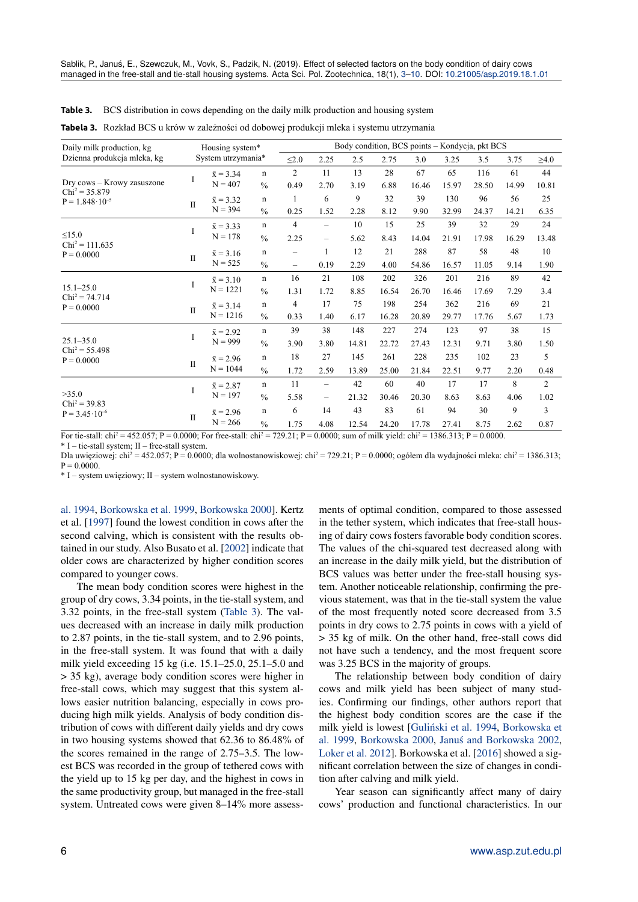**Table 3.** BCS distribution in cows depending on the daily milk production and housing system

**Tabela 3.** Rozkład BCS u krów w zależności od dobowej produkcji mleka i systemu utrzymania

| Daily milk production, kg<br>Dzienna produkcja mleka, kg | Housing system*<br>System utrzymania* | | | Body condition, BCS points – Kondycja, pkt BCS | | | | | | | | |
|---|---|---|---|---|---|---|---|---|---|---|---|---|
| | | | | ≤2.0 | 2.25 | 2.5 | 2.75 | 3.0 | 3.25 | 3.5 | 3.75 | ≥4.0 |
| Dry cows – Krowy zasuszone<br>$Chi^2 = 35.879$<br>$P = 1.848 \cdot 10^{-5}$ | I | $\bar{x} = 3.34$ | n | 2 | 11 | 13 | 28 | 67 | 65 | 116 | 61 | 44 |
| | | N = 407 | % | 0.49 | 2.70 | 3.19 | 6.88 | 16.46 | 15.97 | 28.50 | 14.99 | 10.81 |
| | II | $\bar{x} = 3.32$ | n | 1 | 6 | 9 | 32 | 39 | 130 | 96 | 56 | 25 |
| | | N = 394 | % | 0.25 | 1.52 | 2.28 | 8.12 | 9.90 | 32.99 | 24.37 | 14.21 | 6.35 |
| ≤15.0<br>$Chi^2 = 111.635$<br>$P = 0.0000$ | I | $\bar{x} = 3.33$ | n | 4 | – | 10 | 15 | 25 | 39 | 32 | 29 | 24 |
| | | N = 178 | % | 2.25 | – | 5.62 | 8.43 | 14.04 | 21.91 | 17.98 | 16.29 | 13.48 |
| | II | $\bar{x} = 3.16$ | n | – | 1 | 12 | 21 | 288 | 87 | 58 | 48 | 10 |
| | | N = 525 | % | – | 0.19 | 2.29 | 4.00 | 54.86 | 16.57 | 11.05 | 9.14 | 1.90 |
| 15.1–25.0<br>$Chi^2 = 74.714$<br>$P = 0.0000$ | I | $\bar{x} = 3.10$ | n | 16 | 21 | 108 | 202 | 326 | 201 | 216 | 89 | 42 |
| | | N = 1221 | % | 1.31 | 1.72 | 8.85 | 16.54 | 26.70 | 16.46 | 17.69 | 7.29 | 3.4 |
| | II | $\bar{x} = 3.14$ | n | 4 | 17 | 75 | 198 | 254 | 362 | 216 | 69 | 21 |
| | | N = 1216 | % | 0.33 | 1.40 | 6.17 | 16.28 | 20.89 | 29.77 | 17.76 | 5.67 | 1.73 |
| 25.1–35.0<br>$Chi^2 = 55.498$<br>$P = 0.0000$ | I | $\bar{x} = 2.92$ | n | 39 | 38 | 148 | 227 | 274 | 123 | 97 | 38 | 15 |
| | | N = 999 | % | 3.90 | 3.80 | 14.81 | 22.72 | 27.43 | 12.31 | 9.71 | 3.80 | 1.50 |
| | II | $\bar{x} = 2.96$ | n | 18 | 27 | 145 | 261 | 228 | 235 | 102 | 23 | 5 |
| | | N = 1044 | % | 1.72 | 2.59 | 13.89 | 25.00 | 21.84 | 22.51 | 9.77 | 2.20 | 0.48 |
| >35.0<br>$Chi^2 = 39.83$<br>$P = 3.45 \cdot 10^{-6}$ | I | $\bar{x} = 2.87$ | n | 11 | – | 42 | 60 | 40 | 17 | 17 | 8 | 2 |
| | | N = 197 | % | 5.58 | – | 21.32 | 30.46 | 20.30 | 8.63 | 8.63 | 4.06 | 1.02 |
| | II | $\bar{x} = 2.96$ | n | 6 | 14 | 43 | 83 | 61 | 94 | 30 | 9 | 3 |
| | | N = 266 | % | 1.75 | 4.08 | 12.54 | 24.20 | 17.78 | 27.41 | 8.75 | 2.62 | 0.87 |

For tie-stall: $chi^2 = 452.057$; P = 0.0000; For free-stall: $chi^2 = 729.21$; P = 0.0000; sum of milk yield: $chi^2 = 1386.313$; P = 0.0000.

\* I – tie-stall system; II – free-stall system.

Dla uwięziowej: $chi^2 = 452.057$; P = 0.0000; dla wolnostanowiskowej: $chi^2 = 729.21$; P = 0.0000; ogółem dla wydajności mleka: $chi^2 = 1386.313$; P = 0.0000.

\* I – system uwięziowy; II – system wolnostanowiskowy.

al. 1994, Borkowska et al. 1999, Borkowska 2000]. Kertz et al. [1997] found the lowest condition in cows after the second calving, which is consistent with the results obtained in our study. Also Busato et al. [2002] indicate that older cows are characterized by higher condition scores compared to younger cows.

The mean body condition scores were highest in the group of dry cows, 3.34 points, in the tie-stall system, and 3.32 points, in the free-stall system (Table 3). The values decreased with an increase in daily milk production to 2.87 points, in the tie-stall system, and to 2.96 points, in the free-stall system. It was found that with a daily milk yield exceeding 15 kg (i.e. 15.1–25.0, 25.1–5.0 and > 35 kg), average body condition scores were higher in free-stall cows, which may suggest that this system allows easier nutrition balancing, especially in cows producing high milk yields. Analysis of body condition distribution of cows with different daily yields and dry cows in two housing systems showed that 62.36 to 86.48% of the scores remained in the range of 2.75–3.5. The lowest BCS was recorded in the group of tethered cows with the yield up to 15 kg per day, and the highest in cows in the same productivity group, but managed in the free-stall system. Untreated cows were given 8–14% more assessments of optimal condition, compared to those assessed in the tether system, which indicates that free-stall housing of dairy cows fosters favorable body condition scores. The values of the chi-squared test decreased along with an increase in the daily milk yield, but the distribution of BCS values was better under the free-stall housing system. Another noticeable relationship, confirming the previous statement, was that in the tie-stall system the value of the most frequently noted score decreased from 3.5 points in dry cows to 2.75 points in cows with a yield of > 35 kg of milk. On the other hand, free-stall cows did not have such a tendency, and the most frequent score was 3.25 BCS in the majority of groups.

The relationship between body condition of dairy cows and milk yield has been subject of many studies. Confirming our findings, other authors report that the highest body condition scores are the case if the milk yield is lowest [Guliński et al. 1994, Borkowska et al. 1999, Borkowska 2000, Januś and Borkowska 2002, Loker et al. 2012]. Borkowska et al. [2016] showed a significant correlation between the size of changes in condition after calving and milk yield.

Year season can significantly affect many of dairy cows' production and functional characteristics. In our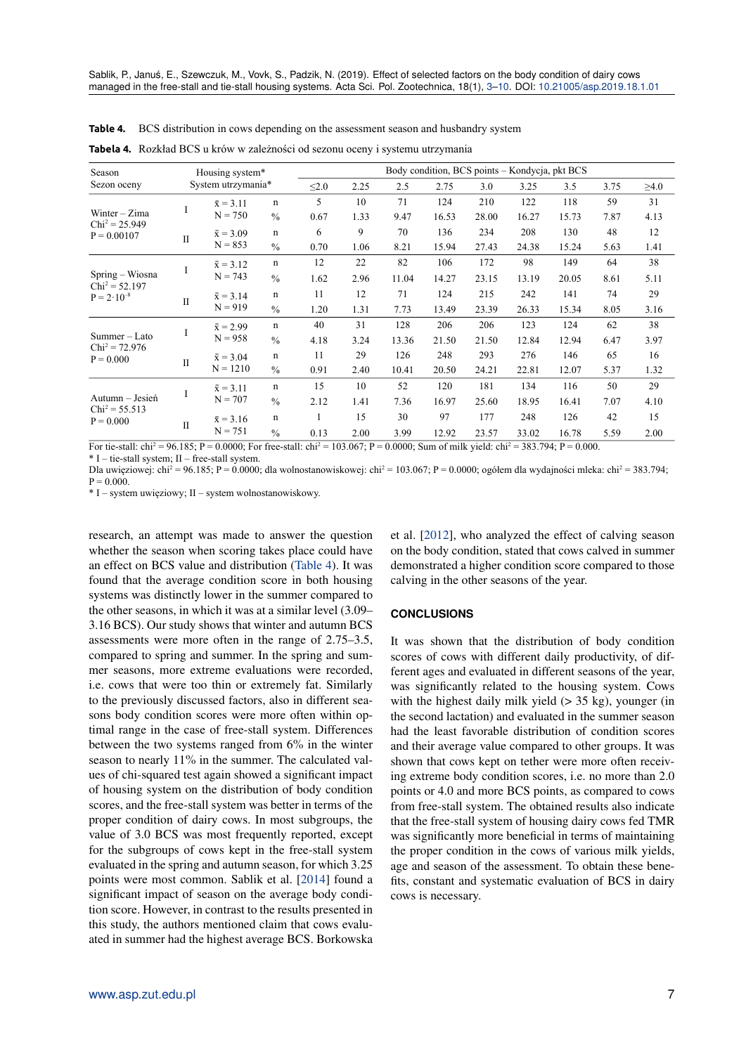**Table 4.** BCS distribution in cows depending on the assessment season and husbandry system

**Tabela 4.** Rozkład BCS u krów w zależności od sezonu oceny i systemu utrzymania

| Season<br>Sezon oceny | Housing system*<br>System utrzymania* | | | Body condition, BCS points – Kondycja, pkt BCS | | | | | | | | |
|---|---|---|---|---|---|---|---|---|---|---|---|---|
| | | | | ≤2.0 | 2.25 | 2.5 | 2.75 | 3.0 | 3.25 | 3.5 | 3.75 | ≥4.0 |
| Winter – Zima<br>$Chi^2 = 25.949$<br>P = 0.00107 | I | x̄ = 3.11<br>N = 750 | n | 5 | 10 | 71 | 124 | 210 | 122 | 118 | 59 | 31 |
| | | | % | 0.67 | 1.33 | 9.47 | 16.53 | 28.00 | 16.27 | 15.73 | 7.87 | 4.13 |
| | II | x̄ = 3.09<br>N = 853 | n | 6 | 9 | 70 | 136 | 234 | 208 | 130 | 48 | 12 |
| | | | % | 0.70 | 1.06 | 8.21 | 15.94 | 27.43 | 24.38 | 15.24 | 5.63 | 1.41 |
| Spring – Wiosna<br>$Chi^2 = 52.197$<br>$P = 2 \cdot 10^{-8}$ | I | x̄ = 3.12<br>N = 743 | n | 12 | 22 | 82 | 106 | 172 | 98 | 149 | 64 | 38 |
| | | | % | 1.62 | 2.96 | 11.04 | 14.27 | 23.15 | 13.19 | 20.05 | 8.61 | 5.11 |
| | II | x̄ = 3.14<br>N = 919 | n | 11 | 12 | 71 | 124 | 215 | 242 | 141 | 74 | 29 |
| | | | % | 1.20 | 1.31 | 7.73 | 13.49 | 23.39 | 26.33 | 15.34 | 8.05 | 3.16 |
| Summer – Lato<br>$Chi^2 = 72.976$<br>P = 0.000 | I | x̄ = 2.99<br>N = 958 | n | 40 | 31 | 128 | 206 | 206 | 123 | 124 | 62 | 38 |
| | | | % | 4.18 | 3.24 | 13.36 | 21.50 | 21.50 | 12.84 | 12.94 | 6.47 | 3.97 |
| | II | x̄ = 3.04<br>N = 1210 | n | 11 | 29 | 126 | 248 | 293 | 276 | 146 | 65 | 16 |
| | | | % | 0.91 | 2.40 | 10.41 | 20.50 | 24.21 | 22.81 | 12.07 | 5.37 | 1.32 |
| Autumn – Jesień<br>$Chi^2 = 55.513$<br>P = 0.000 | I | x̄ = 3.11<br>N = 707 | n | 15 | 10 | 52 | 120 | 181 | 134 | 116 | 50 | 29 |
| | | | % | 2.12 | 1.41 | 7.36 | 16.97 | 25.60 | 18.95 | 16.41 | 7.07 | 4.10 |
| | II | x̄ = 3.16<br>N = 751 | n | 1 | 15 | 30 | 97 | 177 | 248 | 126 | 42 | 15 |
| | | | % | 0.13 | 2.00 | 3.99 | 12.92 | 23.57 | 33.02 | 16.78 | 5.59 | 2.00 |

For tie-stall: $chi^2 = 96.185$; P = 0.0000; For free-stall: $chi^2 = 103.067$; P = 0.0000; Sum of milk yield: $chi^2 = 383.794$; P = 0.000.

* I – tie-stall system; II – free-stall system.

Dla uwięziowej: $chi^2 = 96.185$; P = 0.0000; dla wolnostanowiskowej: $chi^2 = 103.067$; P = 0.0000; ogółem dla wydajności mleka: $chi^2 = 383.794$; P = 0.000.

* I – system uwięziowy; II – system wolnostanowiskowy.

research, an attempt was made to answer the question whether the season when scoring takes place could have an effect on BCS value and distribution (Table 4). It was found that the average condition score in both housing systems was distinctly lower in the summer compared to the other seasons, in which it was at a similar level (3.09–3.16 BCS). Our study shows that winter and autumn BCS assessments were more often in the range of 2.75–3.5, compared to spring and summer. In the spring and summer seasons, more extreme evaluations were recorded, i.e. cows that were too thin or extremely fat. Similarly to the previously discussed factors, also in different seasons body condition scores were more often within optimal range in the case of free-stall system. Differences between the two systems ranged from 6% in the winter season to nearly 11% in the summer. The calculated values of chi-squared test again showed a significant impact of housing system on the distribution of body condition scores, and the free-stall system was better in terms of the proper condition of dairy cows. In most subgroups, the value of 3.0 BCS was most frequently reported, except for the subgroups of cows kept in the free-stall system evaluated in the spring and autumn season, for which 3.25 points were most common. Sablik et al. [2014] found a significant impact of season on the average body condition score. However, in contrast to the results presented in this study, the authors mentioned claim that cows evaluated in summer had the highest average BCS. Borkowska et al. [2012], who analyzed the effect of calving season on the body condition, stated that cows calved in summer demonstrated a higher condition score compared to those calving in the other seasons of the year.

## CONCLUSIONS

It was shown that the distribution of body condition scores of cows with different daily productivity, of different ages and evaluated in different seasons of the year, was significantly related to the housing system. Cows with the highest daily milk yield (> 35 kg), younger (in the second lactation) and evaluated in the summer season had the least favorable distribution of condition scores and their average value compared to other groups. It was shown that cows kept on tether were more often receiving extreme body condition scores, i.e. no more than 2.0 points or 4.0 and more BCS points, as compared to cows from free-stall system. The obtained results also indicate that the free-stall system of housing dairy cows fed TMR was significantly more beneficial in terms of maintaining the proper condition in the cows of various milk yields, age and season of the assessment. To obtain these benefits, constant and systematic evaluation of BCS in dairy cows is necessary.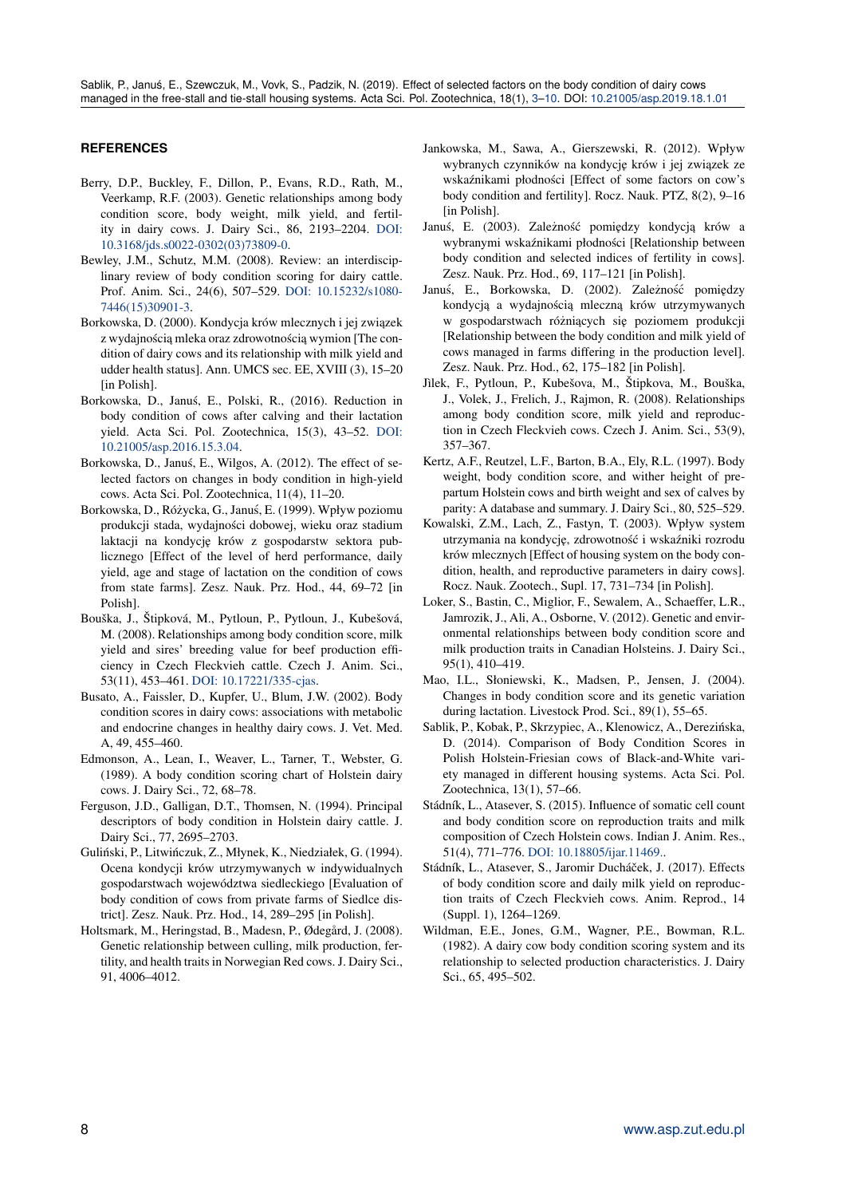## REFERENCES

Berry, D.P., Buckley, F., Dillon, P., Evans, R.D., Rath, M., Veerkamp, R.F. (2003). Genetic relationships among body condition score, body weight, milk yield, and fertility in dairy cows. J. Dairy Sci., 86, 2193–2204. DOI: 10.3168/jds.s0022-0302(03)73809-0.

Bewley, J.M., Schutz, M.M. (2008). Review: an interdisciplinary review of body condition scoring for dairy cattle. Prof. Anim. Sci., 24(6), 507–529. DOI: 10.15232/s1080-7446(15)30901-3.

Borkowska, D. (2000). Kondycja krów mlecznych i jej związek z wydajnością mleka oraz zdrowotnością wymion [The condition of dairy cows and its relationship with milk yield and udder health status]. Ann. UMCS sec. EE, XVIII (3), 15–20 [in Polish].

Borkowska, D., Januś, E., Polski, R., (2016). Reduction in body condition of cows after calving and their lactation yield. Acta Sci. Pol. Zootechnica, 15(3), 43–52. DOI: 10.21005/asp.2016.15.3.04.

Borkowska, D., Januś, E., Wilgos, A. (2012). The effect of selected factors on changes in body condition in high-yield cows. Acta Sci. Pol. Zootechnica, 11(4), 11–20.

Borkowska, D., Różycka, G., Januś, E. (1999). Wpływ poziomu produkcji stada, wydajności dobowej, wieku oraz stadium laktacji na kondycję krów z gospodarstw sektora publicznego [Effect of the level of herd performance, daily yield, age and stage of lactation on the condition of cows from state farms]. Zesz. Nauk. Prz. Hod., 44, 69–72 [in Polish].

Bouška, J., Štipková, M., Pytloun, P., Pytloun, J., Kubešová, M. (2008). Relationships among body condition score, milk yield and sires' breeding value for beef production efficiency in Czech Fleckvieh cattle. Czech J. Anim. Sci., 53(11), 453–461. DOI: 10.17221/335-cjas.

Busato, A., Faissler, D., Kupfer, U., Blum, J.W. (2002). Body condition scores in dairy cows: associations with metabolic and endocrine changes in healthy dairy cows. J. Vet. Med. A, 49, 455–460.

Edmonson, A., Lean, I., Weaver, L., Tarner, T., Webster, G. (1989). A body condition scoring chart of Holstein dairy cows. J. Dairy Sci., 72, 68–78.

Ferguson, J.D., Galligan, D.T., Thomsen, N. (1994). Principal descriptors of body condition in Holstein dairy cattle. J. Dairy Sci., 77, 2695–2703.

Guliński, P., Litwińczuk, Z., Młynek, K., Niedziałek, G. (1994). Ocena kondycji krów utrzymywanych w indywidualnych gospodarstwach województwa siedleckiego [Evaluation of body condition of cows from private farms of Siedlce district]. Zesz. Nauk. Prz. Hod., 14, 289–295 [in Polish].

Holtsmark, M., Heringstad, B., Madesn, P., Ødegård, J. (2008). Genetic relationship between culling, milk production, fertility, and health traits in Norwegian Red cows. J. Dairy Sci., 91, 4006–4012.

Jankowska, M., Sawa, A., Gierszewski, R. (2012). Wpływ wybranych czynników na kondycję krów i jej związek ze wskaźnikami płodności [Effect of some factors on cow's body condition and fertility]. Rocz. Nauk. PTZ, 8(2), 9–16 [in Polish].

Januś, E. (2003). Zależność pomiędzy kondycją krów a wybranymi wskaźnikami płodności [Relationship between body condition and selected indices of fertility in cows]. Zesz. Nauk. Prz. Hod., 69, 117–121 [in Polish].

Januś, E., Borkowska, D. (2002). Zależność pomiędzy kondycją a wydajnością mleczną krów utrzymywanych w gospodarstwach różniących się poziomem produkcji [Relationship between the body condition and milk yield of cows managed in farms differing in the production level]. Zesz. Nauk. Prz. Hod., 62, 175–182 [in Polish].

Jílek, F., Pytloun, P., Kubešova, M., Štipkova, M., Bouška, J., Volek, J., Frelich, J., Rajmon, R. (2008). Relationships among body condition score, milk yield and reproduction in Czech Fleckvieh cows. Czech J. Anim. Sci., 53(9), 357–367.

Kertz, A.F., Reutzel, L.F., Barton, B.A., Ely, R.L. (1997). Body weight, body condition score, and wither height of prepartum Holstein cows and birth weight and sex of calves by parity: A database and summary. J. Dairy Sci., 80, 525–529.

Kowalski, Z.M., Lach, Z., Fastyn, T. (2003). Wpływ system utrzymania na kondycję, zdrowotność i wskaźniki rozrodu krów mlecznych [Effect of housing system on the body condition, health, and reproductive parameters in dairy cows]. Rocz. Nauk. Zootech., Supl. 17, 731–734 [in Polish].

Loker, S., Bastin, C., Miglior, F., Sewalem, A., Schaeffer, L.R., Jamrozik, J., Ali, A., Osborne, V. (2012). Genetic and environmental relationships between body condition score and milk production traits in Canadian Holsteins. J. Dairy Sci., 95(1), 410–419.

Mao, I.L., Słoniewski, K., Madsen, P., Jensen, J. (2004). Changes in body condition score and its genetic variation during lactation. Livestock Prod. Sci., 89(1), 55–65.

Sablik, P., Kobak, P., Skrzypiec, A., Klenowicz, A., Derezińska, D. (2014). Comparison of Body Condition Scores in Polish Holstein-Friesian cows of Black-and-White variety managed in different housing systems. Acta Sci. Pol. Zootechnica, 13(1), 57–66.

Stádník, L., Atasever, S. (2015). Influence of somatic cell count and body condition score on reproduction traits and milk composition of Czech Holstein cows. Indian J. Anim. Res., 51(4), 771–776. DOI: 10.18805/ijar.11469..

Stádník, L., Atasever, S., Jaromir Ducháček, J. (2017). Effects of body condition score and daily milk yield on reproduction traits of Czech Fleckvieh cows. Anim. Reprod., 14 (Suppl. 1), 1264–1269.

Wildman, E.E., Jones, G.M., Wagner, P.E., Bowman, R.L. (1982). A dairy cow body condition scoring system and its relationship to selected production characteristics. J. Dairy Sci., 65, 495–502.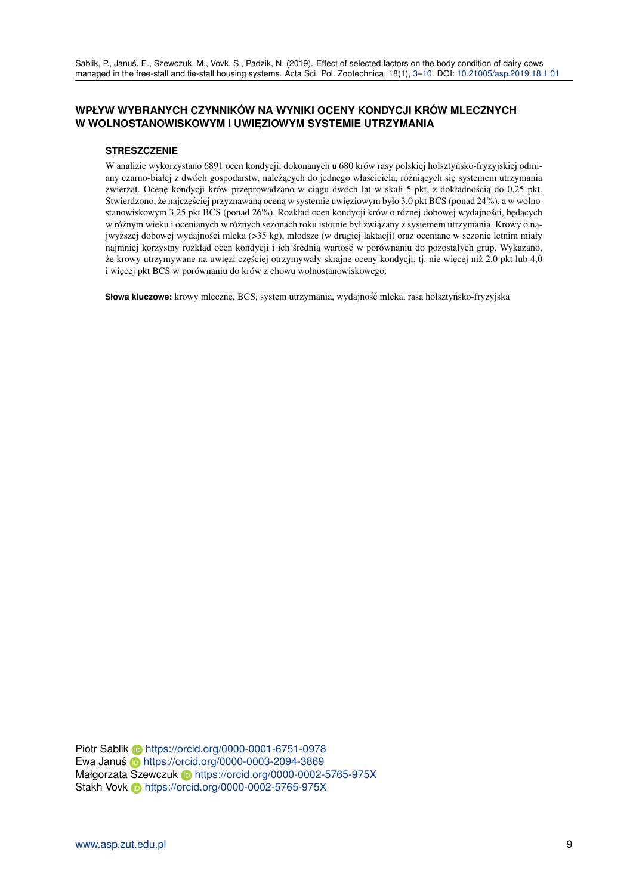# WPŁYW WYBRANYCH CZYNNIKÓW NA WYNIKI OCENY KONDYCJI KRÓW MLECZNYCH W WOLNOSTANOWISKOWYM I UWIĘZIOWYM SYSTEMIE UTRZYMANIA

### STRESZCZENIE

W analizie wykorzystano 6891 ocen kondycji, dokonanych u 680 krów rasy polskiej holsztyńsko-fryzyjskiej odmiany czarno-białej z dwóch gospodarstw, należących do jednego właściciela, różniących się systemem utrzymania zwierząt. Ocenę kondycji krów przeprowadzano w ciągu dwóch lat w skali 5-pkt, z dokładnością do 0,25 pkt. Stwierdzono, że najczęściej przyznawaną oceną w systemie uwięziowym było 3,0 pkt BCS (ponad 24%), a w wolnostanowiskowym 3,25 pkt BCS (ponad 26%). Rozkład ocen kondycji krów o różnej dobowej wydajności, będących w różnym wieku i ocenianych w różnych sezonach roku istotnie był związany z systemem utrzymania. Krowy o najwyższej dobowej wydajności mleka (>35 kg), młodsze (w drugiej laktacji) oraz oceniane w sezonie letnim miały najmniej korzystny rozkład ocen kondycji i ich średnią wartość w porównaniu do pozostałych grup. Wykazano, że krowy utrzymywane na uwięzi częściej otrzymywały skrajne oceny kondycji, tj. nie więcej niż 2,0 pkt lub 4,0 i więcej pkt BCS w porównaniu do krów z chowu wolnostanowiskowego.

**Słowa kluczowe:** krowy mleczne, BCS, system utrzymania, wydajność mleka, rasa holsztyńsko-fryzyjska

Piotr Sablik https://orcid.org/0000-0001-6751-0978
Ewa Januś https://orcid.org/0000-0003-2094-3869
Małgorzata Szewczuk https://orcid.org/0000-0002-5765-975X
Stakh Vovk https://orcid.org/0000-0002-5765-975X